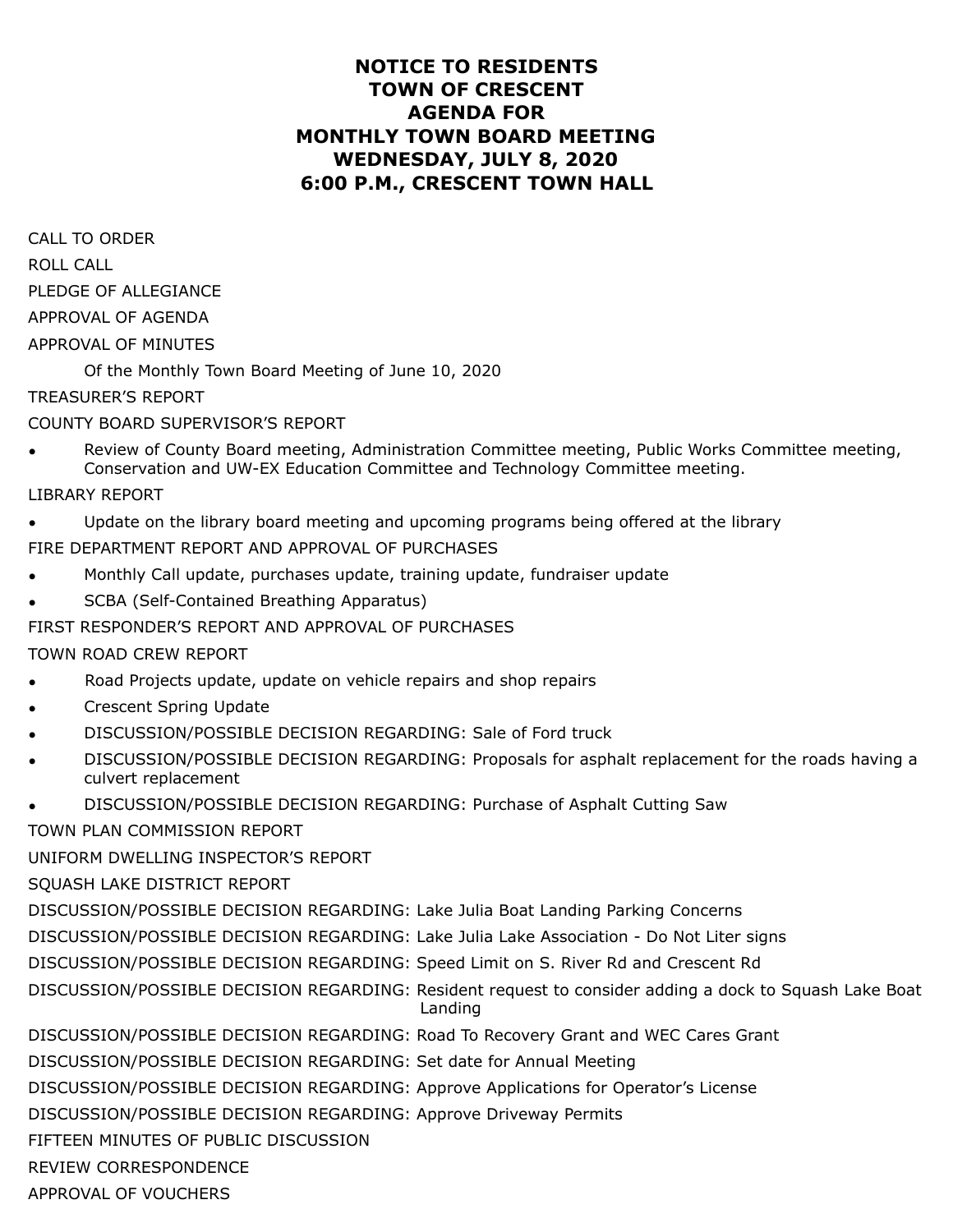# NOTICE TO RESIDENTS
# TOWN OF CRESCENT
# AGENDA FOR
# MONTHLY TOWN BOARD MEETING
# WEDNESDAY, JULY 8, 2020
# 6:00 P.M., CRESCENT TOWN HALL

CALL TO ORDER

ROLL CALL

PLEDGE OF ALLEGIANCE

APPROVAL OF AGENDA

APPROVAL OF MINUTES

Of the Monthly Town Board Meeting of June 10, 2020

TREASURER'S REPORT

COUNTY BOARD SUPERVISOR'S REPORT

- Review of County Board meeting, Administration Committee meeting, Public Works Committee meeting, Conservation and UW-EX Education Committee and Technology Committee meeting.

LIBRARY REPORT

- Update on the library board meeting and upcoming programs being offered at the library

FIRE DEPARTMENT REPORT AND APPROVAL OF PURCHASES

- Monthly Call update, purchases update, training update, fundraiser update
- SCBA (Self-Contained Breathing Apparatus)

FIRST RESPONDER'S REPORT AND APPROVAL OF PURCHASES

TOWN ROAD CREW REPORT

- Road Projects update, update on vehicle repairs and shop repairs
- Crescent Spring Update
- DISCUSSION/POSSIBLE DECISION REGARDING: Sale of Ford truck
- DISCUSSION/POSSIBLE DECISION REGARDING: Proposals for asphalt replacement for the roads having a culvert replacement
- DISCUSSION/POSSIBLE DECISION REGARDING: Purchase of Asphalt Cutting Saw

TOWN PLAN COMMISSION REPORT

UNIFORM DWELLING INSPECTOR'S REPORT

SQUASH LAKE DISTRICT REPORT

DISCUSSION/POSSIBLE DECISION REGARDING: Lake Julia Boat Landing Parking Concerns

DISCUSSION/POSSIBLE DECISION REGARDING: Lake Julia Lake Association - Do Not Liter signs

DISCUSSION/POSSIBLE DECISION REGARDING: Speed Limit on S. River Rd and Crescent Rd

DISCUSSION/POSSIBLE DECISION REGARDING: Resident request to consider adding a dock to Squash Lake Boat Landing

DISCUSSION/POSSIBLE DECISION REGARDING: Road To Recovery Grant and WEC Cares Grant

DISCUSSION/POSSIBLE DECISION REGARDING: Set date for Annual Meeting

DISCUSSION/POSSIBLE DECISION REGARDING: Approve Applications for Operator's License

DISCUSSION/POSSIBLE DECISION REGARDING: Approve Driveway Permits

FIFTEEN MINUTES OF PUBLIC DISCUSSION

REVIEW CORRESPONDENCE

APPROVAL OF VOUCHERS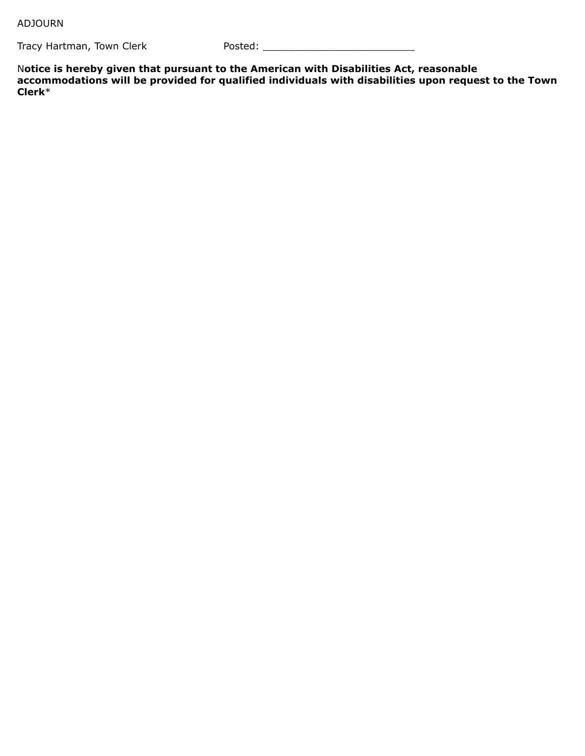ADJOURN

Tracy Hartman, Town Clerk Posted: ___________________________

N**otice is hereby given that pursuant to the American with Disabilities Act, reasonable accommodations will be provided for qualified individuals with disabilities upon request to the Town Clerk***